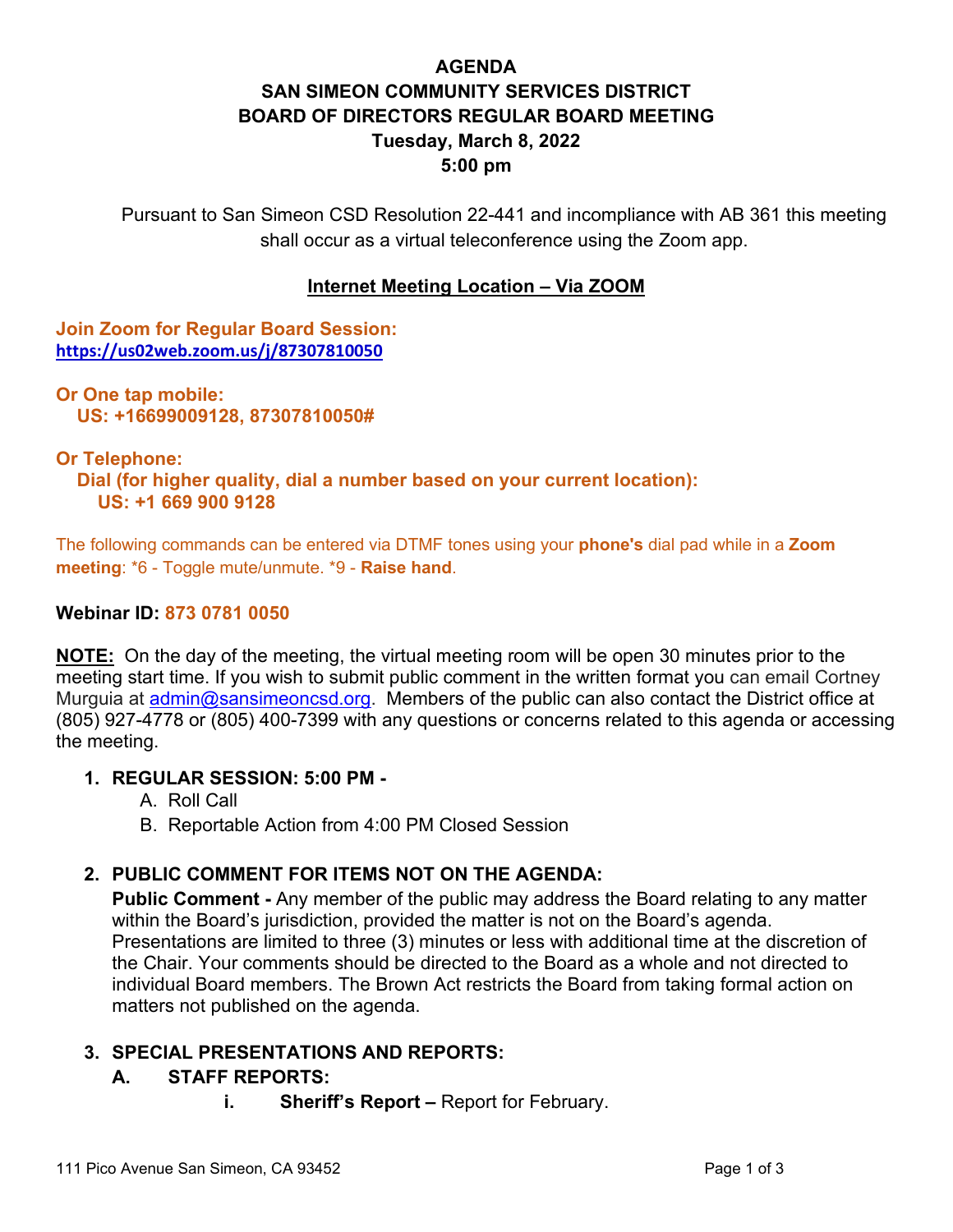# AGENDA
# SAN SIMEON COMMUNITY SERVICES DISTRICT
# BOARD OF DIRECTORS REGULAR BOARD MEETING
## Tuesday, March 8, 2022
## 5:00 pm

Pursuant to San Simeon CSD Resolution 22-441 and incompliance with AB 361 this meeting shall occur as a virtual teleconference using the Zoom app.

**Internet Meeting Location – Via ZOOM**

**Join Zoom for Regular Board Session:**
**https://us02web.zoom.us/j/87307810050**

**Or One tap mobile:**
**US: +16699009128, 87307810050#**

**Or Telephone:**
**Dial (for higher quality, dial a number based on your current location):**
**US: +1 669 900 9128**

The following commands can be entered via DTMF tones using your **phone's** dial pad while in a **Zoom meeting**: *6 - Toggle mute/unmute. *9 - **Raise hand**.

**Webinar ID: 873 0781 0050**

**NOTE:** On the day of the meeting, the virtual meeting room will be open 30 minutes prior to the meeting start time. If you wish to submit public comment in the written format you can email Cortney Murguia at admin@sansimeoncsd.org. Members of the public can also contact the District office at (805) 927-4778 or (805) 400-7399 with any questions or concerns related to this agenda or accessing the meeting.

1. **REGULAR SESSION: 5:00 PM -**
   A. Roll Call
   B. Reportable Action from 4:00 PM Closed Session

2. **PUBLIC COMMENT FOR ITEMS NOT ON THE AGENDA:**
   **Public Comment -** Any member of the public may address the Board relating to any matter within the Board's jurisdiction, provided the matter is not on the Board's agenda. Presentations are limited to three (3) minutes or less with additional time at the discretion of the Chair. Your comments should be directed to the Board as a whole and not directed to individual Board members. The Brown Act restricts the Board from taking formal action on matters not published on the agenda.

3. **SPECIAL PRESENTATIONS AND REPORTS:**
   **A. STAFF REPORTS:**
      **i. Sheriff's Report –** Report for February.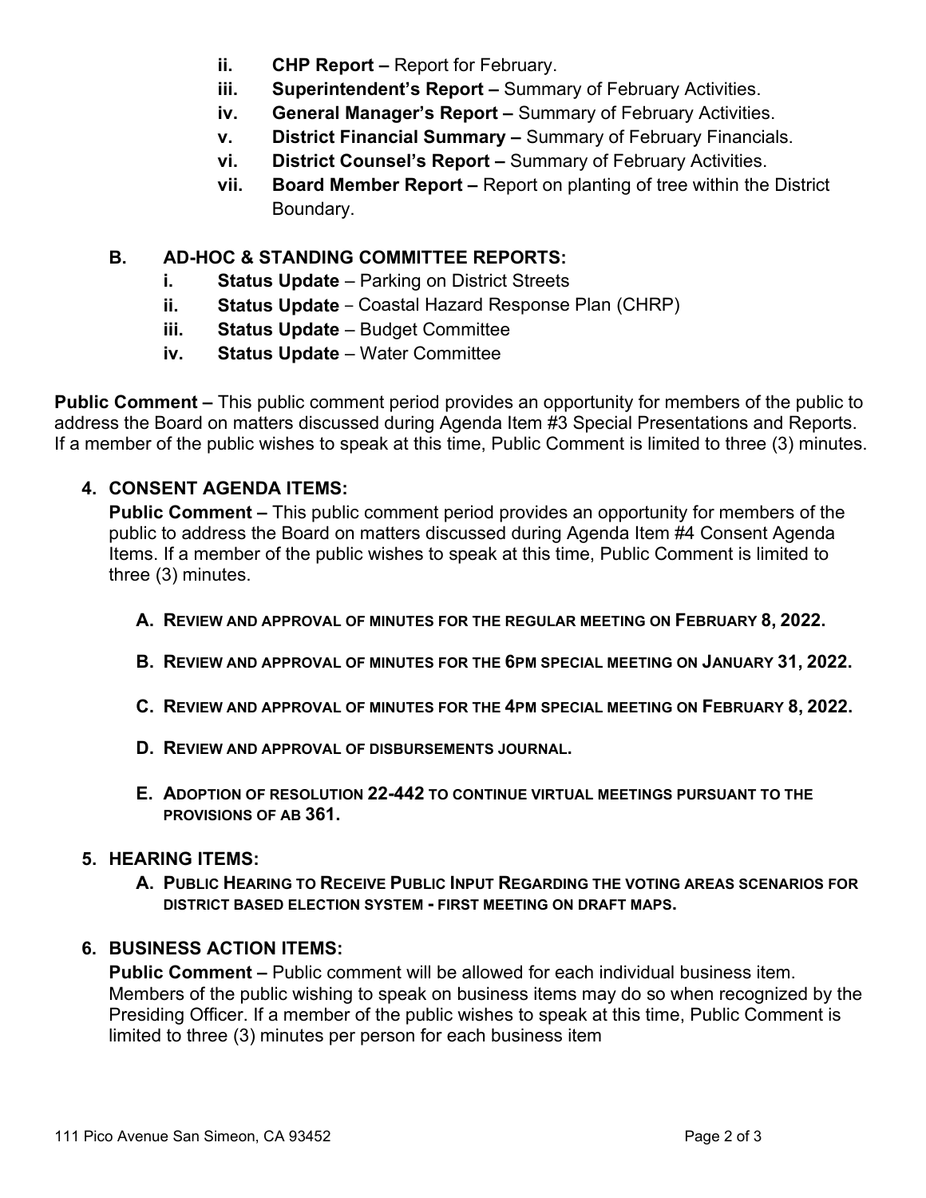ii. **CHP Report –** Report for February.

iii. **Superintendent's Report –** Summary of February Activities.

iv. **General Manager's Report –** Summary of February Activities.

v. **District Financial Summary –** Summary of February Financials.

vi. **District Counsel's Report –** Summary of February Activities.

vii. **Board Member Report –** Report on planting of tree within the District Boundary.

**B. AD-HOC & STANDING COMMITTEE REPORTS:**

i. **Status Update** – Parking on District Streets

ii. **Status Update** – Coastal Hazard Response Plan (CHRP)

iii. **Status Update** – Budget Committee

iv. **Status Update** – Water Committee

**Public Comment –** This public comment period provides an opportunity for members of the public to address the Board on matters discussed during Agenda Item #3 Special Presentations and Reports. If a member of the public wishes to speak at this time, Public Comment is limited to three (3) minutes.

## 4. CONSENT AGENDA ITEMS:

**Public Comment –** This public comment period provides an opportunity for members of the public to address the Board on matters discussed during Agenda Item #4 Consent Agenda Items. If a member of the public wishes to speak at this time, Public Comment is limited to three (3) minutes.

**A. REVIEW AND APPROVAL OF MINUTES FOR THE REGULAR MEETING ON FEBRUARY 8, 2022.**

**B. REVIEW AND APPROVAL OF MINUTES FOR THE 6PM SPECIAL MEETING ON JANUARY 31, 2022.**

**C. REVIEW AND APPROVAL OF MINUTES FOR THE 4PM SPECIAL MEETING ON FEBRUARY 8, 2022.**

**D. REVIEW AND APPROVAL OF DISBURSEMENTS JOURNAL.**

**E. ADOPTION OF RESOLUTION 22-442 TO CONTINUE VIRTUAL MEETINGS PURSUANT TO THE PROVISIONS OF AB 361.**

## 5. HEARING ITEMS:

**A. PUBLIC HEARING TO RECEIVE PUBLIC INPUT REGARDING THE VOTING AREAS SCENARIOS FOR DISTRICT BASED ELECTION SYSTEM - FIRST MEETING ON DRAFT MAPS.**

## 6. BUSINESS ACTION ITEMS:

**Public Comment –** Public comment will be allowed for each individual business item. Members of the public wishing to speak on business items may do so when recognized by the Presiding Officer. If a member of the public wishes to speak at this time, Public Comment is limited to three (3) minutes per person for each business item

111 Pico Avenue San Simeon, CA 93452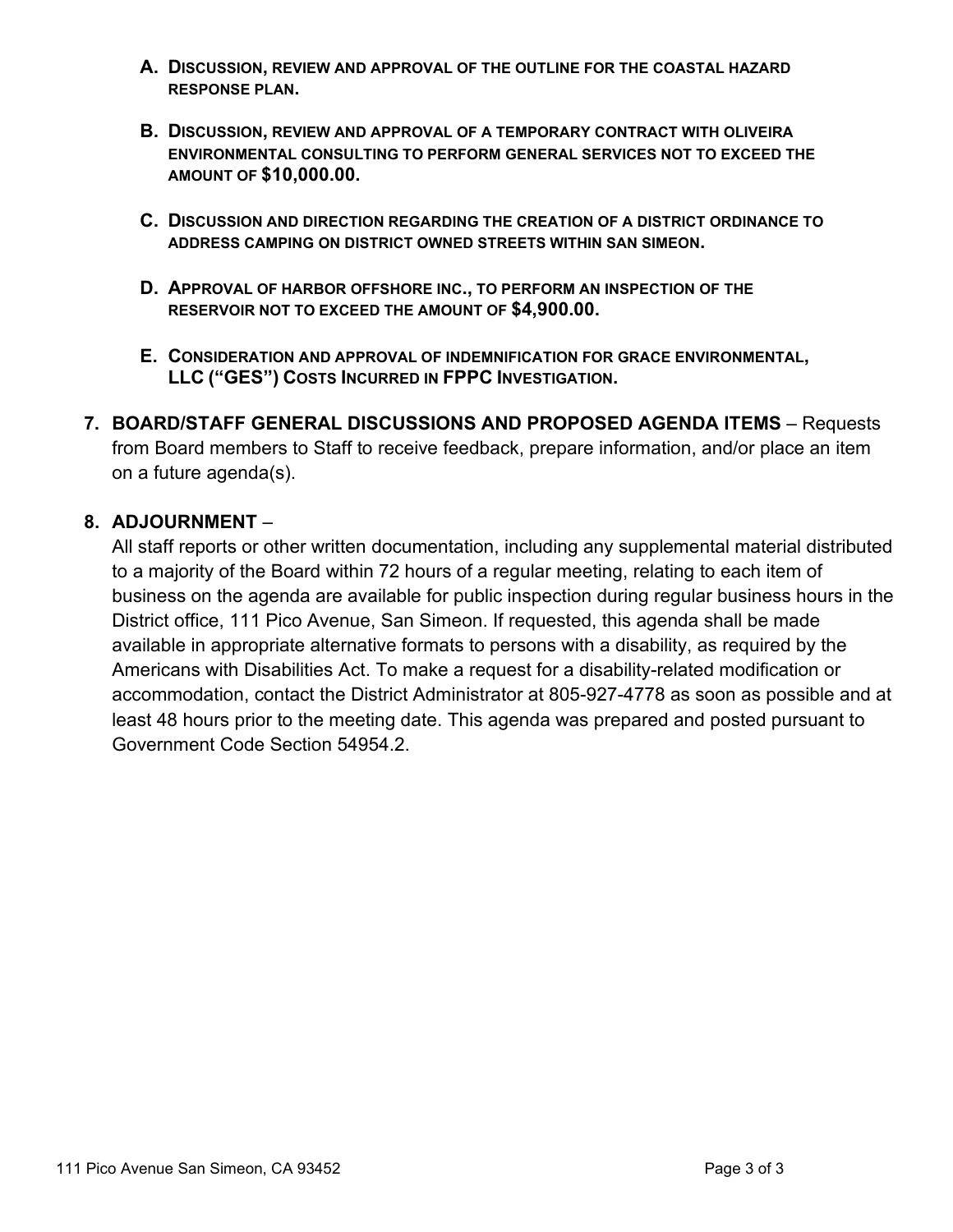A. **DISCUSSION, REVIEW AND APPROVAL OF THE OUTLINE FOR THE COASTAL HAZARD RESPONSE PLAN.**

B. **DISCUSSION, REVIEW AND APPROVAL OF A TEMPORARY CONTRACT WITH OLIVEIRA ENVIRONMENTAL CONSULTING TO PERFORM GENERAL SERVICES NOT TO EXCEED THE AMOUNT OF $10,000.00.**

C. **DISCUSSION AND DIRECTION REGARDING THE CREATION OF A DISTRICT ORDINANCE TO ADDRESS CAMPING ON DISTRICT OWNED STREETS WITHIN SAN SIMEON.**

D. **APPROVAL OF HARBOR OFFSHORE INC., TO PERFORM AN INSPECTION OF THE RESERVOIR NOT TO EXCEED THE AMOUNT OF $4,900.00.**

E. **CONSIDERATION AND APPROVAL OF INDEMNIFICATION FOR GRACE ENVIRONMENTAL, LLC ("GES") COSTS INCURRED IN FPPC INVESTIGATION.**

7. **BOARD/STAFF GENERAL DISCUSSIONS AND PROPOSED AGENDA ITEMS** – Requests from Board members to Staff to receive feedback, prepare information, and/or place an item on a future agenda(s).

8. **ADJOURNMENT** –
All staff reports or other written documentation, including any supplemental material distributed to a majority of the Board within 72 hours of a regular meeting, relating to each item of business on the agenda are available for public inspection during regular business hours in the District office, 111 Pico Avenue, San Simeon. If requested, this agenda shall be made available in appropriate alternative formats to persons with a disability, as required by the Americans with Disabilities Act. To make a request for a disability-related modification or accommodation, contact the District Administrator at 805-927-4778 as soon as possible and at least 48 hours prior to the meeting date. This agenda was prepared and posted pursuant to Government Code Section 54954.2.